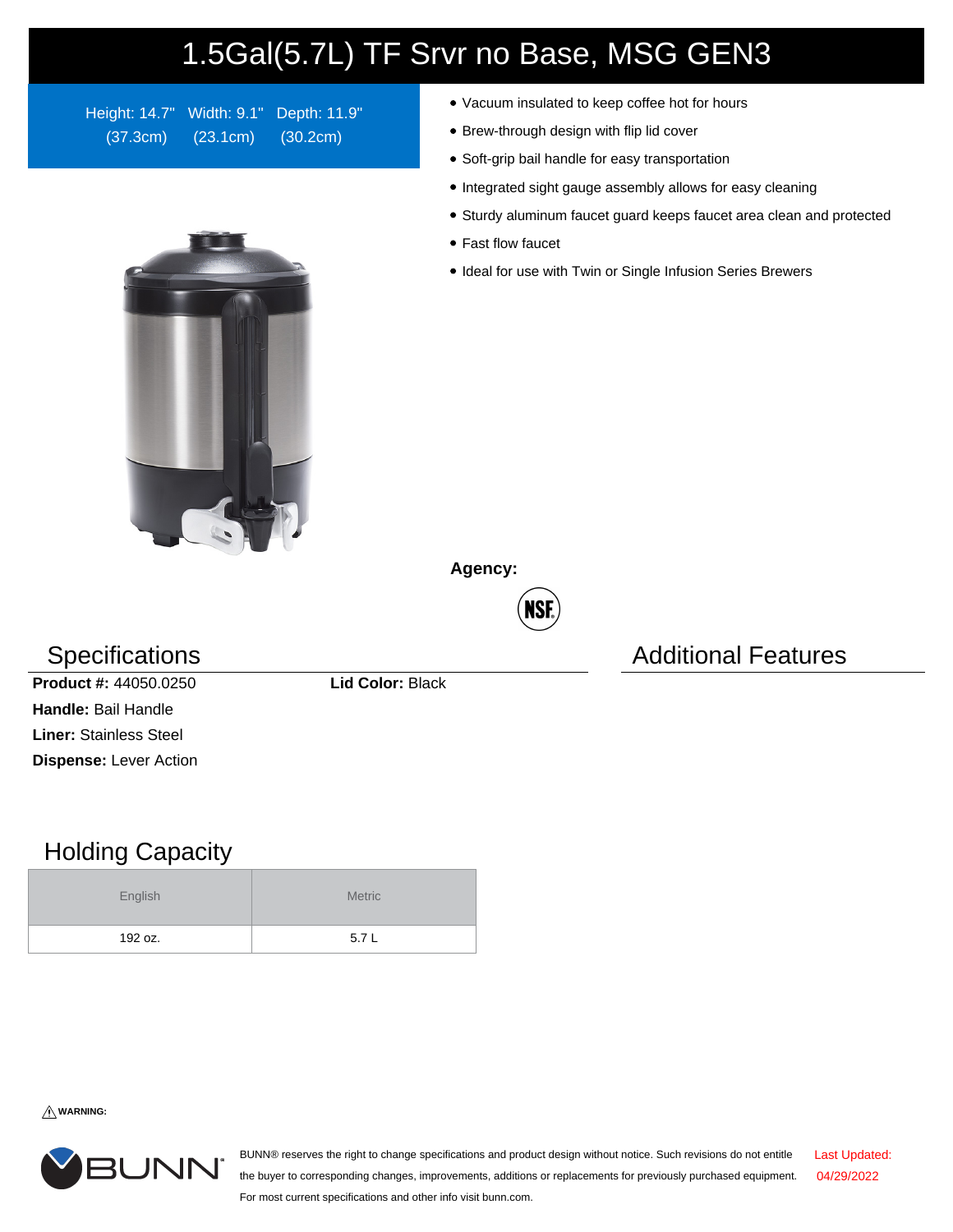# 1.5Gal(5.7L) TF Srvr no Base, MSG GEN3

Height: 14.7" (37.3cm) Width: 9.1" (23.1cm) Depth: 11.9" (30.2cm)

- Vacuum insulated to keep coffee hot for hours
- Brew-through design with flip lid cover
- Soft-grip bail handle for easy transportation
- Integrated sight gauge assembly allows for easy cleaning
- Sturdy aluminum faucet guard keeps faucet area clean and protected
- Fast flow faucet
- Ideal for use with Twin or Single Infusion Series Brewers

**Agency:**

NSF

## Specifications

**Product #:** 44050.0250

**Lid Color:** Black

**Handle:** Bail Handle

**Liner:** Stainless Steel

**Dispense:** Lever Action

## Additional Features

## Holding Capacity

| English | Metric |
| --- | --- |
| 192 oz. | 5.7 L |

⚠ **WARNING:**

BUNN® reserves the right to change specifications and product design without notice. Such revisions do not entitle the buyer to corresponding changes, improvements, additions or replacements for previously purchased equipment. For most current specifications and other info visit bunn.com.

Last Updated: 04/29/2022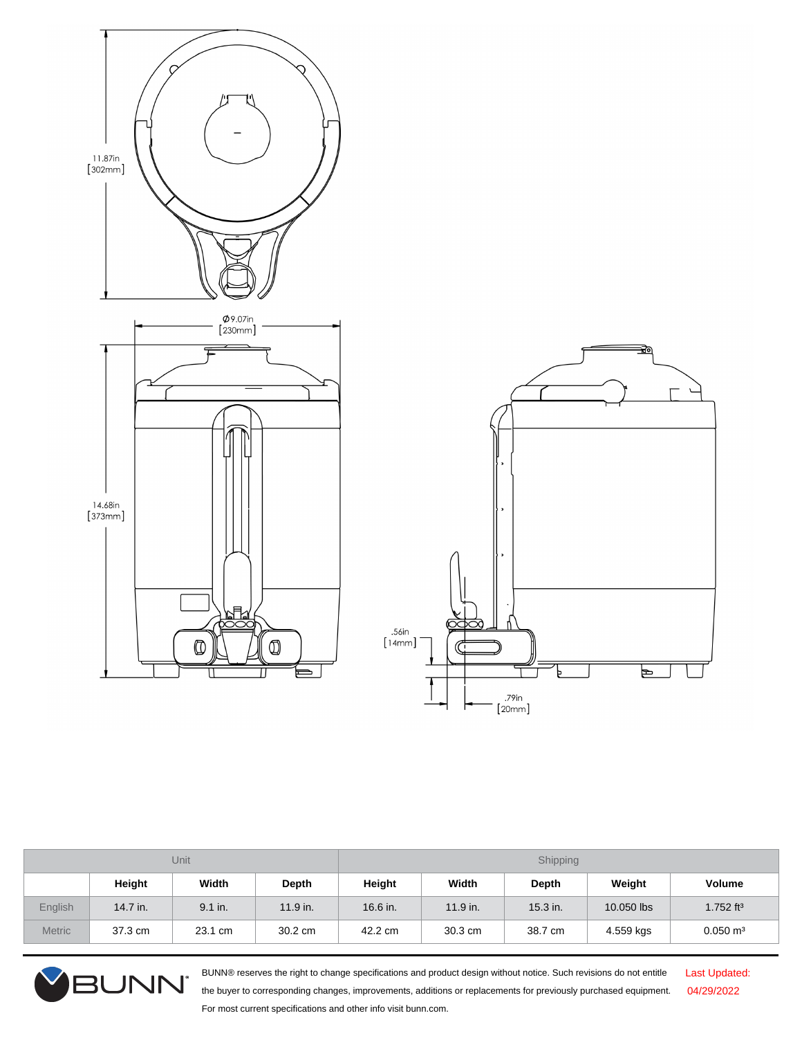11.87in [302mm]

Ø9.07in [230mm]

14.68in [373mm]

.56in [14mm]

.79in [20mm]

| | Unit | | | Shipping | | | | |
|---|---|---|---|---|---|---|---|---|
| | **Height** | **Width** | **Depth** | **Height** | **Width** | **Depth** | **Weight** | **Volume** |
| English | 14.7 in. | 9.1 in. | 11.9 in. | 16.6 in. | 11.9 in. | 15.3 in. | 10.050 lbs | 1.752 $ft^3$ |
| Metric | 37.3 cm | 23.1 cm | 30.2 cm | 42.2 cm | 30.3 cm | 38.7 cm | 4.559 kgs | 0.050 $m^3$ |

BUNN® reserves the right to change specifications and product design without notice. Such revisions do not entitle the buyer to corresponding changes, improvements, additions or replacements for previously purchased equipment. For most current specifications and other info visit bunn.com.

Last Updated: 04/29/2022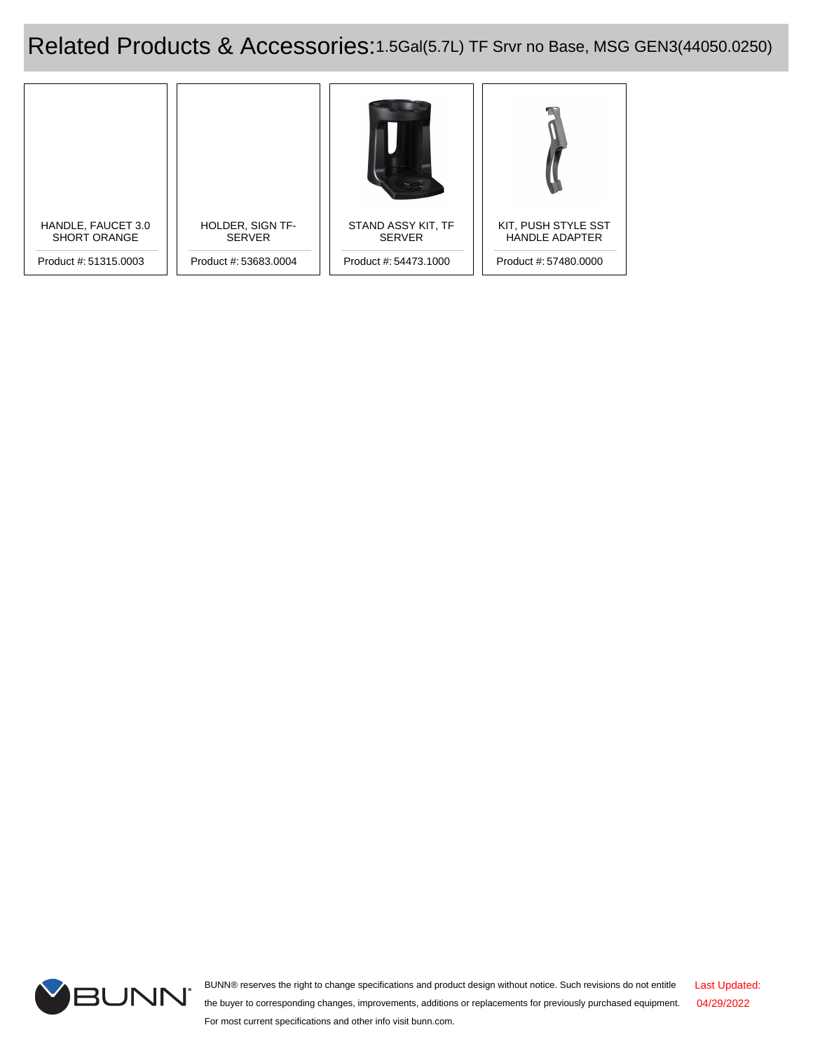# Related Products & Accessories: 1.5Gal(5.7L) TF Srvr no Base, MSG GEN3(44050.0250)

| Product | Product # |
| --- | --- |
| HANDLE, FAUCET 3.0 SHORT ORANGE | 51315.0003 |
| HOLDER, SIGN TF-SERVER | 53683.0004 |
| STAND ASSY KIT, TF SERVER | 54473.1000 |
| KIT, PUSH STYLE SST HANDLE ADAPTER | 57480.0000 |

BUNN® reserves the right to change specifications and product design without notice. Such revisions do not entitle the buyer to corresponding changes, improvements, additions or replacements for previously purchased equipment. For most current specifications and other info visit bunn.com.

Last Updated: 04/29/2022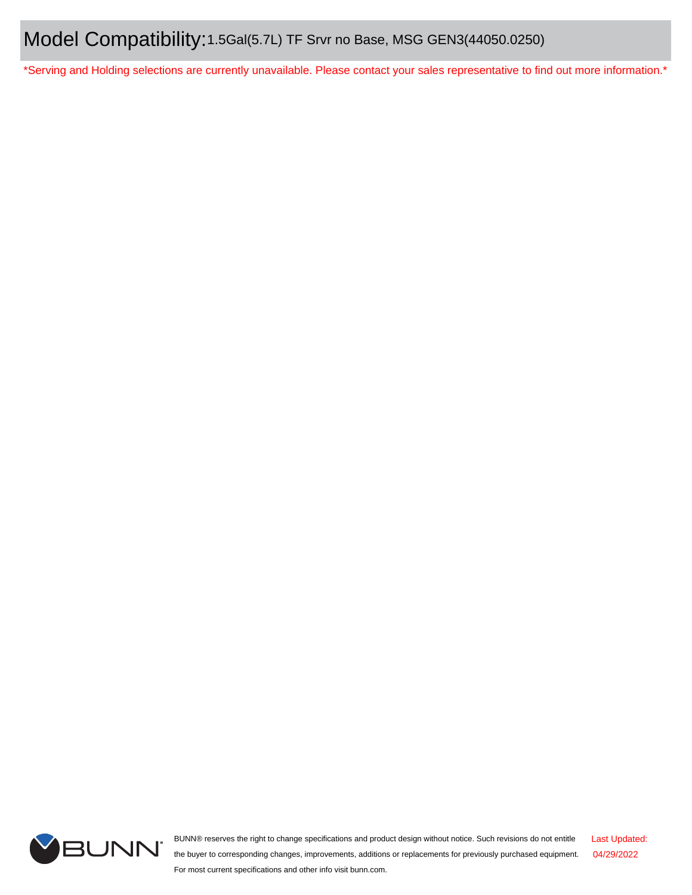# Model Compatibility: 1.5Gal(5.7L) TF Srvr no Base, MSG GEN3(44050.0250)

*Serving and Holding selections are currently unavailable. Please contact your sales representative to find out more information.*

BUNN® reserves the right to change specifications and product design without notice. Such revisions do not entitle the buyer to corresponding changes, improvements, additions or replacements for previously purchased equipment. For most current specifications and other info visit bunn.com.

Last Updated: 04/29/2022